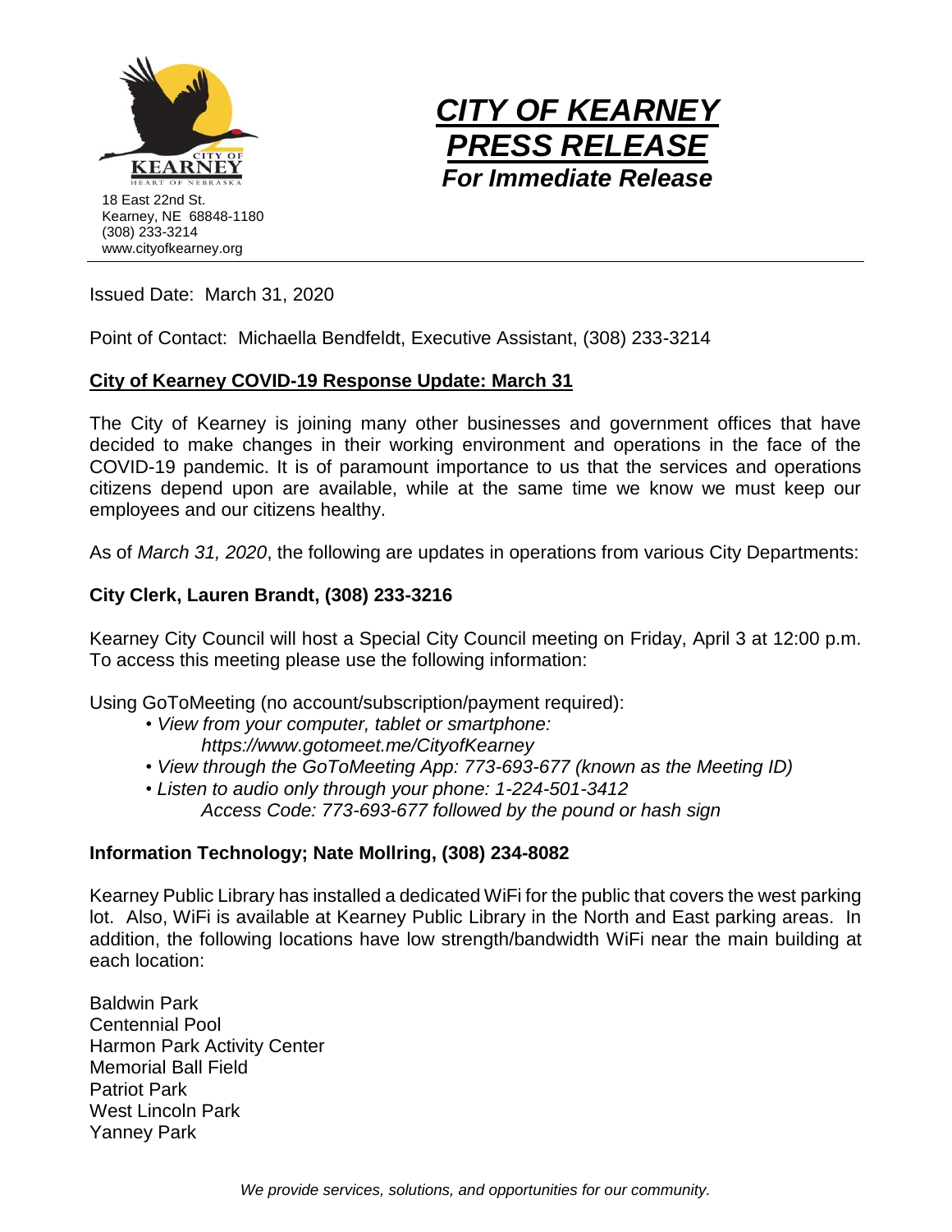18 East 22nd St.
Kearney, NE 68848-1180
(308) 233-3214
www.cityofkearney.org

# *CITY OF KEARNEY PRESS RELEASE*

***For Immediate Release***

Issued Date: March 31, 2020

Point of Contact: Michaella Bendfeldt, Executive Assistant, (308) 233-3214

## City of Kearney COVID-19 Response Update: March 31

The City of Kearney is joining many other businesses and government offices that have decided to make changes in their working environment and operations in the face of the COVID-19 pandemic. It is of paramount importance to us that the services and operations citizens depend upon are available, while at the same time we know we must keep our employees and our citizens healthy.

As of *March 31, 2020*, the following are updates in operations from various City Departments:

### City Clerk, Lauren Brandt, (308) 233-3216

Kearney City Council will host a Special City Council meeting on Friday, April 3 at 12:00 p.m. To access this meeting please use the following information:

Using GoToMeeting (no account/subscription/payment required):

- *View from your computer, tablet or smartphone:*
  *https://www.gotomeet.me/CityofKearney*
- *View through the GoToMeeting App: 773-693-677 (known as the Meeting ID)*
- *Listen to audio only through your phone: 1-224-501-3412*
  *Access Code: 773-693-677 followed by the pound or hash sign*

### Information Technology; Nate Mollring, (308) 234-8082

Kearney Public Library has installed a dedicated WiFi for the public that covers the west parking lot. Also, WiFi is available at Kearney Public Library in the North and East parking areas. In addition, the following locations have low strength/bandwidth WiFi near the main building at each location:

Baldwin Park
Centennial Pool
Harmon Park Activity Center
Memorial Ball Field
Patriot Park
West Lincoln Park
Yanney Park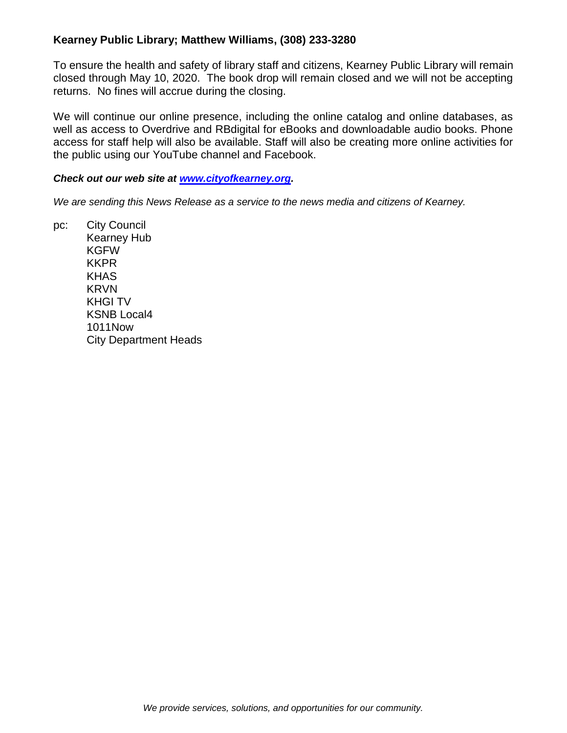**Kearney Public Library; Matthew Williams, (308) 233-3280**

To ensure the health and safety of library staff and citizens, Kearney Public Library will remain closed through May 10, 2020. The book drop will remain closed and we will not be accepting returns. No fines will accrue during the closing.

We will continue our online presence, including the online catalog and online databases, as well as access to Overdrive and RBdigital for eBooks and downloadable audio books. Phone access for staff help will also be available. Staff will also be creating more online activities for the public using our YouTube channel and Facebook.

***Check out our web site at [www.cityofkearney.org](http://www.cityofkearney.org).***

*We are sending this News Release as a service to the news media and citizens of Kearney.*

pc: City Council
Kearney Hub
KGFW
KKPR
KHAS
KRVN
KHGI TV
KSNB Local4
1011Now
City Department Heads